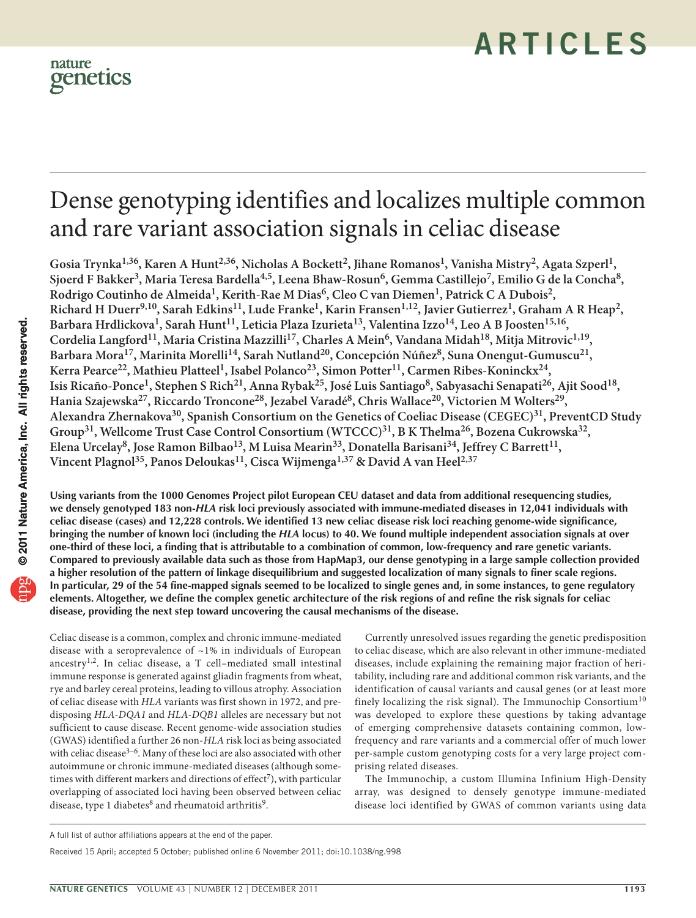# Dense genotyping identifies and localizes multiple common and rare variant association signals in celiac disease

Gosia Trynka[1,36], Karen A Hunt[2,36], Nicholas A Bockett[2], Jihane Romanos[1], Vanisha Mistry[2], Agata Szperl[1], Sjoerd F Bakker[3], Maria Teresa Bardella[4,5], Leena Bhaw-Rosun[6], Gemma Castillejo[7], Emilio G de la Concha[8], Rodrigo Coutinho de Almeida[1], Kerith-Rae M Dias[6], Cleo C van Diemen[1], Patrick C A Dubois[2], Richard H Duerr[9,10], Sarah Edkins[11], Lude Franke[1], Karin Fransen[1,12], Javier Gutierrez[1], Graham A R Heap[2], Barbara Hrdlickova[1], Sarah Hunt[11], Leticia Plaza Izurieta[13], Valentina Izzo[14], Leo A B Joosten[15,16], Cordelia Langford[11], Maria Cristina Mazzilli[17], Charles A Mein[6], Vandana Midah[18], Mitja Mitrovic[1,19], Barbara Mora[17], Marinita Morelli[14], Sarah Nutland[20], Concepción Núñez[8], Suna Onengut-Gumuscu[21], Kerra Pearce[22], Mathieu Platteel[1], Isabel Polanco[23], Simon Potter[11], Carmen Ribes-Koninckx[24], Isis Ricaño-Ponce[1], Stephen S Rich[21], Anna Rybak[25], José Luis Santiago[8], Sabyasachi Senapati[26], Ajit Sood[18], Hania Szajewska[27], Riccardo Troncone[28], Jezabel Varadé[8], Chris Wallace[20], Victorien M Wolters[29], Alexandra Zhernakova[30], Spanish Consortium on the Genetics of Coeliac Disease (CEGEC)[31], PreventCD Study Group[31], Wellcome Trust Case Control Consortium (WTCCC)[31], B K Thelma[26], Bozena Cukrowska[32], Elena Urcelay[8], Jose Ramon Bilbao[13], M Luisa Mearin[33], Donatella Barisani[34], Jeffrey C Barrett[11], Vincent Plagnol[35], Panos Deloukas[11], Cisca Wijmenga[1,37] & David A van Heel[2,37]

**Using variants from the 1000 Genomes Project pilot European CEU dataset and data from additional resequencing studies, we densely genotyped 183 non-*HLA* risk loci previously associated with immune-mediated diseases in 12,041 individuals with celiac disease (cases) and 12,228 controls. We identified 13 new celiac disease risk loci reaching genome-wide significance, bringing the number of known loci (including the *HLA* locus) to 40. We found multiple independent association signals at over one-third of these loci, a finding that is attributable to a combination of common, low-frequency and rare genetic variants. Compared to previously available data such as those from HapMap3, our dense genotyping in a large sample collection provided a higher resolution of the pattern of linkage disequilibrium and suggested localization of many signals to finer scale regions. In particular, 29 of the 54 fine-mapped signals seemed to be localized to single genes and, in some instances, to gene regulatory elements. Altogether, we define the complex genetic architecture of the risk regions of and refine the risk signals for celiac disease, providing the next step toward uncovering the causal mechanisms of the disease.**

Celiac disease is a common, complex and chronic immune-mediated disease with a seroprevalence of ~1% in individuals of European ancestry[1,2]. In celiac disease, a T cell–mediated small intestinal immune response is generated against gliadin fragments from wheat, rye and barley cereal proteins, leading to villous atrophy. Association of celiac disease with *HLA* variants was first shown in 1972, and predisposing *HLA-DQA1* and *HLA-DQB1* alleles are necessary but not sufficient to cause disease. Recent genome-wide association studies (GWAS) identified a further 26 non-*HLA* risk loci as being associated with celiac disease[3–6]. Many of these loci are also associated with other autoimmune or chronic immune-mediated diseases (although sometimes with different markers and directions of effect[7]), with particular overlapping of associated loci having been observed between celiac disease, type 1 diabetes[8] and rheumatoid arthritis[9].

Currently unresolved issues regarding the genetic predisposition to celiac disease, which are also relevant in other immune-mediated diseases, include explaining the remaining major fraction of heritability, including rare and additional common risk variants, and the identification of causal variants and causal genes (or at least more finely localizing the risk signal). The Immunochip Consortium[10] was developed to explore these questions by taking advantage of emerging comprehensive datasets containing common, low-frequency and rare variants and a commercial offer of much lower per-sample custom genotyping costs for a very large project comprising related diseases.

The Immunochip, a custom Illumina Infinium High-Density array, was designed to densely genotype immune-mediated disease loci identified by GWAS of common variants using data

A full list of author affiliations appears at the end of the paper.

Received 15 April; accepted 5 October; published online 6 November 2011; doi:10.1038/ng.998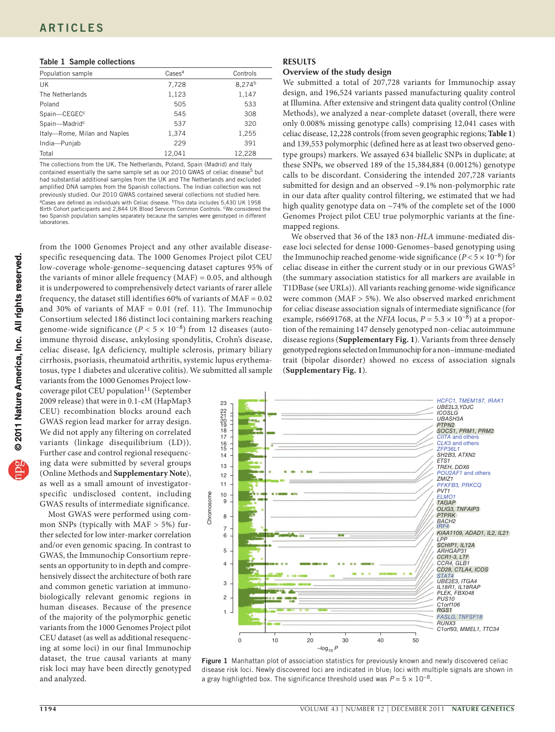**Table 1 Sample collections**

| Population sample | Cases[a] | Controls |
|---|---|---|
| UK | 7,728 | 8,274[b] |
| The Netherlands | 1,123 | 1,147 |
| Poland | 505 | 533 |
| Spain—CEGEC[c] | 545 | 308 |
| Spain—Madrid[c] | 537 | 320 |
| Italy—Rome, Milan and Naples | 1,374 | 1,255 |
| India—Punjab | 229 | 391 |
| Total | 12,041 | 12,228 |

The collections from the UK, The Netherlands, Poland, Spain (Madrid) and Italy contained essentially the same sample set as our 2010 GWAS of celiac disease[5] but had substantial additional samples from the UK and The Netherlands and excluded amplified DNA samples from the Spanish collections. The Indian collection was not previously studied. Our 2010 GWAS contained several collections not studied here. [a]Cases are defined as individuals with Celiac disease. [b]This data includes 5,430 UK 1958 Birth Cohort participants and 2,844 UK Blood Services Common Controls. [c]We considered the two Spanish population samples separately because the samples were genotyped in different laboratories.

from the 1000 Genomes Project and any other available disease-specific resequencing data. The 1000 Genomes Project pilot CEU low-coverage whole-genome–sequencing dataset captures 95% of the variants of minor allele frequency (MAF) = 0.05, and although it is underpowered to comprehensively detect variants of rarer allele frequency, the dataset still identifies 60% of variants of MAF = 0.02 and 30% of variants of MAF = 0.01 (ref. 11). The Immunochip Consortium selected 186 distinct loci containing markers reaching genome-wide significance ($P < 5 \times 10^{-8}$) from 12 diseases (autoimmune thyroid disease, ankylosing spondylitis, Crohn's disease, celiac disease, IgA deficiency, multiple sclerosis, primary biliary cirrhosis, psoriasis, rheumatoid arthritis, systemic lupus erythematosus, type 1 diabetes and ulcerative colitis). We submitted all sample variants from the 1000 Genomes Project low-coverage pilot CEU population[11] (September 2009 release) that were in 0.1-cM (HapMap3 CEU) recombination blocks around each GWAS region lead marker for array design. We did not apply any filtering on correlated variants (linkage disequilibrium (LD)). Further case and control regional resequencing data were submitted by several groups (Online Methods and **Supplementary Note**), as well as a small amount of investigator-specific undisclosed content, including GWAS results of intermediate significance.

Most GWAS were performed using common SNPs (typically with MAF > 5%) further selected for low inter-marker correlation and/or even genomic spacing. In contrast to GWAS, the Immunochip Consortium represents an opportunity to in depth and comprehensively dissect the architecture of both rare and common genetic variation at immunobiologically relevant genomic regions in human diseases. Because of the presence of the majority of the polymorphic genetic variants from the 1000 Genomes Project pilot CEU dataset (as well as additional resequencing at some loci) in our final Immunochip dataset, the true causal variants at many risk loci may have been directly genotyped and analyzed.

## RESULTS

### Overview of the study design

We submitted a total of 207,728 variants for Immunochip assay design, and 196,524 variants passed manufacturing quality control at Illumina. After extensive and stringent data quality control (Online Methods), we analyzed a near-complete dataset (overall, there were only 0.008% missing genotype calls) comprising 12,041 cases with celiac disease, 12,228 controls (from seven geographic regions; **Table 1**) and 139,553 polymorphic (defined here as at least two observed genotype groups) markers. We assayed 634 biallelic SNPs in duplicate; at these SNPs, we observed 189 of the 15,384,884 (0.0012%) genotype calls to be discordant. Considering the intended 207,728 variants submitted for design and an observed ~9.1% non-polymorphic rate in our data after quality control filtering, we estimated that we had high quality genotype data on ~74% of the complete set of the 1000 Genomes Project pilot CEU true polymorphic variants at the fine-mapped regions.

We observed that 36 of the 183 non-*HLA* immune-mediated disease loci selected for dense 1000-Genomes–based genotyping using the Immunochip reached genome-wide significance ($P < 5 \times 10^{-8}$) for celiac disease in either the current study or in our previous GWAS[5] (the summary association statistics for all markers are available in T1DBase (see URLs)). All variants reaching genome-wide significance were common (MAF > 5%). We also observed marked enrichment for celiac disease association signals of intermediate significance (for example, rs6691768, at the *NFIA* locus, $P = 5.3 \times 10^{-8}$) at a proportion of the remaining 147 densely genotyped non-celiac autoimmune disease regions (**Supplementary Fig. 1**). Variants from three densely genotyped regions selected on Immunochip for a non–immune-mediated trait (bipolar disorder) showed no excess of association signals (**Supplementary Fig. 1**).

**Figure 1** Manhattan plot of association statistics for previously known and newly discovered celiac disease risk loci. Newly discovered loci are indicated in blue; loci with multiple signals are shown in a gray highlighted box. The significance threshold used was $P = 5 \times 10^{-8}$.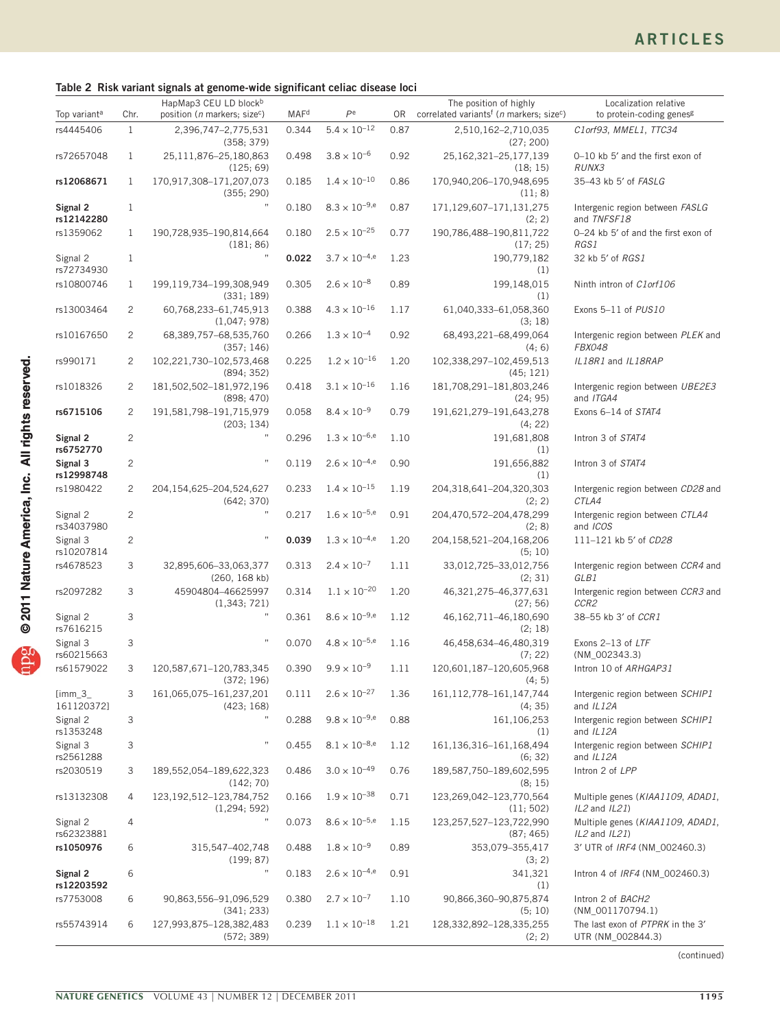**Table 2 Risk variant signals at genome-wide significant celiac disease loci**

| Top variant[a] | Chr. | HapMap3 CEU LD block[b] position (n markers; size[c]) | MAF[d] | $P$[e] | OR | The position of highly correlated variants[f] (n markers; size[c]) | Localization relative to protein-coding genes[g] |
|---|---|---|---|---|---|---|---|
| rs4445406 | 1 | 2,396,747–2,775,531 (358; 379) | 0.344 | $5.4 \times 10^{-12}$ | 0.87 | 2,510,162–2,710,035 (27; 200) | *C1orf93*, *MMEL1*, *TTC34* |
| rs72657048 | 1 | 25,111,876–25,180,863 (125; 69) | 0.498 | $3.8 \times 10^{-6}$ | 0.92 | 25,162,321–25,177,139 (18; 15) | 0–10 kb 5′ and the first exon of *RUNX3* |
| **rs12068671** | 1 | 170,917,308–171,207,073 (355; 290) | 0.185 | $1.4 \times 10^{-10}$ | 0.86 | 170,940,206–170,948,695 (11; 8) | 35–43 kb 5′ of *FASLG* |
| **Signal 2 rs12142280** | 1 | " | 0.180 | $8.3 \times 10^{-9,e}$ | 0.87 | 171,129,607–171,131,275 (2; 2) | Intergenic region between *FASLG* and *TNFSF18* |
| rs1359062 | 1 | 190,728,935–190,814,664 (181; 86) | 0.180 | $2.5 \times 10^{-25}$ | 0.77 | 190,786,488–190,811,722 (17; 25) | 0–24 kb 5′ of and the first exon of *RGS1* |
| Signal 2 rs72734930 | 1 | " | **0.022** | $3.7 \times 10^{-4,e}$ | 1.23 | 190,779,182 (1) | 32 kb 5′ of *RGS1* |
| rs10800746 | 1 | 199,119,734–199,308,949 (331; 189) | 0.305 | $2.6 \times 10^{-8}$ | 0.89 | 199,148,015 (1) | Ninth intron of *C1orf106* |
| rs13003464 | 2 | 60,768,233–61,745,913 (1,047; 978) | 0.388 | $4.3 \times 10^{-16}$ | 1.17 | 61,040,333–61,058,360 (3; 18) | Exons 5–11 of *PUS10* |
| rs10167650 | 2 | 68,389,757–68,535,760 (357; 146) | 0.266 | $1.3 \times 10^{-4}$ | 0.92 | 68,493,221–68,499,064 (4; 6) | Intergenic region between *PLEK* and *FBXO48* |
| rs990171 | 2 | 102,221,730–102,573,468 (894; 352) | 0.225 | $1.2 \times 10^{-16}$ | 1.20 | 102,338,297–102,459,513 (45; 121) | *IL18R1* and *IL18RAP* |
| rs1018326 | 2 | 181,502,502–181,972,196 (898; 470) | 0.418 | $3.1 \times 10^{-16}$ | 1.16 | 181,708,291–181,803,246 (24; 95) | Intergenic region between *UBE2E3* and *ITGA4* |
| **rs6715106** | 2 | 191,581,798–191,715,979 (203; 134) | 0.058 | $8.4 \times 10^{-9}$ | 0.79 | 191,621,279–191,643,278 (4; 22) | Exons 6–14 of *STAT4* |
| **Signal 2 rs6752770** | 2 | " | 0.296 | $1.3 \times 10^{-6,e}$ | 1.10 | 191,681,808 (1) | Intron 3 of *STAT4* |
| **Signal 3 rs12998748** | 2 | " | 0.119 | $2.6 \times 10^{-4,e}$ | 0.90 | 191,656,882 (1) | Intron 3 of *STAT4* |
| rs1980422 | 2 | 204,154,625–204,524,627 (642; 370) | 0.233 | $1.4 \times 10^{-15}$ | 1.19 | 204,318,641–204,320,303 (2; 2) | Intergenic region between *CD28* and *CTLA4* |
| Signal 2 rs34037980 | 2 | " | 0.217 | $1.6 \times 10^{-5,e}$ | 0.91 | 204,470,572–204,478,299 (2; 8) | Intergenic region between *CTLA4* and *ICOS* |
| Signal 3 rs10207814 | 2 | " | **0.039** | $1.3 \times 10^{-4,e}$ | 1.20 | 204,158,521–204,168,206 (5; 10) | 111–121 kb 5′ of *CD28* |
| rs4678523 | 3 | 32,895,606–33,063,377 (260, 168 kb) | 0.313 | $2.4 \times 10^{-7}$ | 1.11 | 33,012,725–33,012,756 (2; 31) | Intergenic region between *CCR4* and *GLB1* |
| rs2097282 | 3 | 45904804–46625997 (1,343; 721) | 0.314 | $1.1 \times 10^{-20}$ | 1.20 | 46,321,275–46,377,631 (27; 56) | Intergenic region between *CCR3* and *CCR2* |
| Signal 2 rs7616215 | 3 | " | 0.361 | $8.6 \times 10^{-9,e}$ | 1.12 | 46,162,711–46,180,690 (2; 18) | 38–55 kb 3′ of *CCR1* |
| Signal 3 rs60215663 | 3 | " | 0.070 | $4.8 \times 10^{-5,e}$ | 1.16 | 46,458,634–46,480,319 (7; 22) | Exons 2–13 of *LTF* (NM_002343.3) |
| rs61579022 | 3 | 120,587,671–120,783,345 (372; 196) | 0.390 | $9.9 \times 10^{-9}$ | 1.11 | 120,601,187–120,605,968 (4; 5) | Intron 10 of *ARHGAP31* |
| [imm_3_161120372] | 3 | 161,065,075–161,237,201 (423; 168) | 0.111 | $2.6 \times 10^{-27}$ | 1.36 | 161,112,778–161,147,744 (4; 35) | Intergenic region between *SCHIP1* and *IL12A* |
| Signal 2 rs1353248 | 3 | " | 0.288 | $9.8 \times 10^{-9,e}$ | 0.88 | 161,106,253 (1) | Intergenic region between *SCHIP1* and *IL12A* |
| Signal 3 rs2561288 | 3 | " | 0.455 | $8.1 \times 10^{-8,e}$ | 1.12 | 161,136,316–161,168,494 (6; 32) | Intergenic region between *SCHIP1* and *IL12A* |
| rs2030519 | 3 | 189,552,054–189,622,323 (142; 70) | 0.486 | $3.0 \times 10^{-49}$ | 0.76 | 189,587,750–189,602,595 (8; 15) | Intron 2 of *LPP* |
| rs13132308 | 4 | 123,192,512–123,784,752 (1,294; 592) | 0.166 | $1.9 \times 10^{-38}$ | 0.71 | 123,269,042–123,770,564 (11; 502) | Multiple genes (*KIAA1109*, *ADAD1*, *IL2* and *IL21*) |
| Signal 2 rs62323881 | 4 | " | 0.073 | $8.6 \times 10^{-5,e}$ | 1.15 | 123,257,527–123,722,990 (87; 465) | Multiple genes (*KIAA1109*, *ADAD1*, *IL2* and *IL21*) |
| **rs1050976** | 6 | 315,547–402,748 (199; 87) | 0.488 | $1.8 \times 10^{-9}$ | 0.89 | 353,079–355,417 (3; 2) | 3′ UTR of *IRF4* (NM_002460.3) |
| **Signal 2 rs12203592** | 6 | " | 0.183 | $2.6 \times 10^{-4,e}$ | 0.91 | 341,321 (1) | Intron 4 of *IRF4* (NM_002460.3) |
| rs7753008 | 6 | 90,863,556–91,096,529 (341; 233) | 0.380 | $2.7 \times 10^{-7}$ | 1.10 | 90,866,360–90,875,874 (5; 10) | Intron 2 of *BACH2* (NM_001170794.1) |
| rs55743914 | 6 | 127,993,875–128,382,483 (572; 389) | 0.239 | $1.1 \times 10^{-18}$ | 1.21 | 128,332,892–128,335,255 (2; 2) | The last exon of *PTPRK* in the 3′ UTR (NM_002844.3) |

(continued)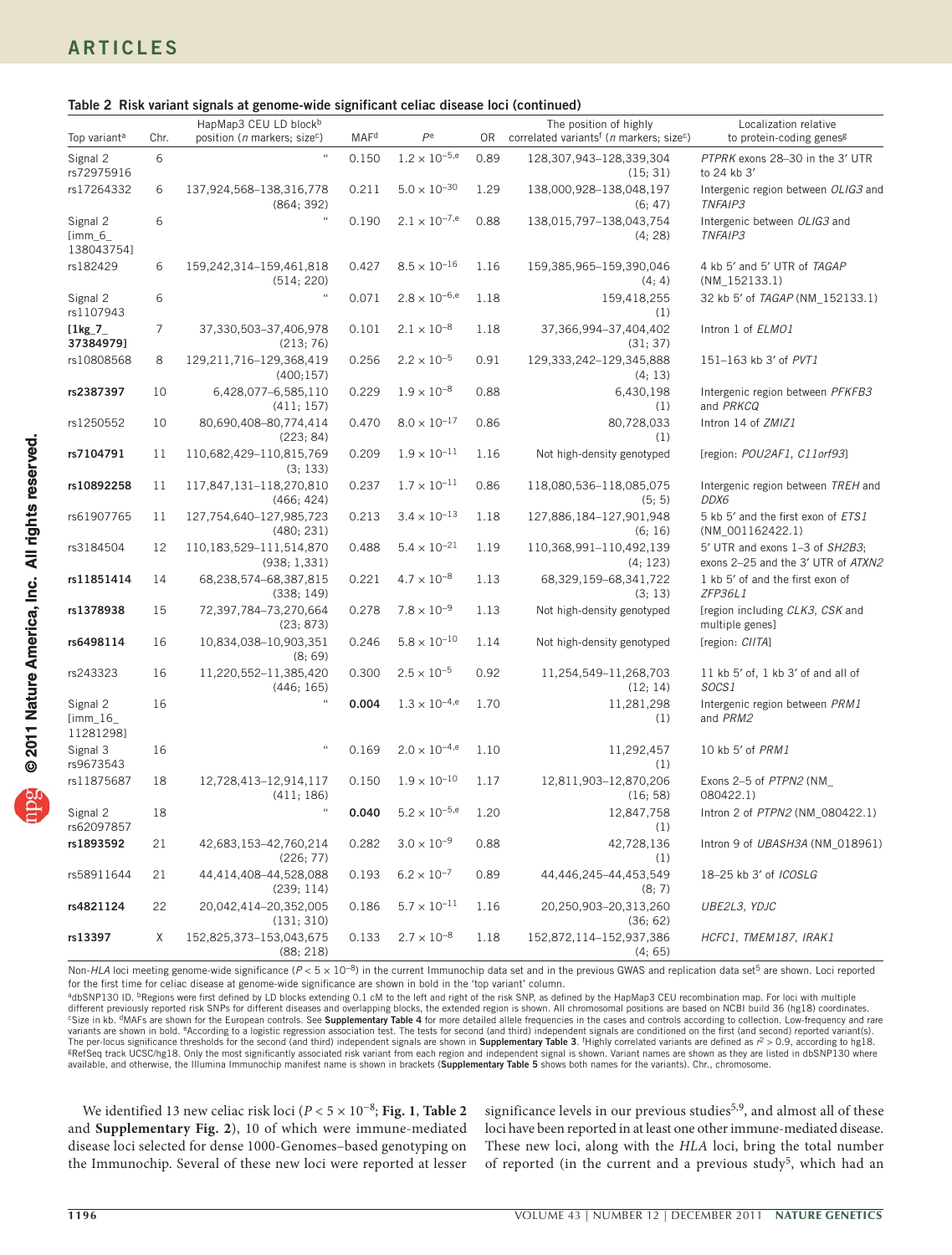**Table 2 Risk variant signals at genome-wide significant celiac disease loci (continued)**

| Top variant[a] | Chr. | HapMap3 CEU LD block[b] position (*n* markers; size[c]) | MAF[d] | *P*[e] | OR | The position of highly correlated variants[f] (*n* markers; size[c]) | Localization relative to protein-coding genes[g] |
|---|---|---|---|---|---|---|---|
| Signal 2 rs72975916 | 6 | " | 0.150 | $1.2 \times 10^{-5,e}$ | 0.89 | 128,307,943–128,339,304 (15; 31) | *PTPRK* exons 28–30 in the 3′ UTR to 24 kb 3′ |
| rs17264332 | 6 | 137,924,568–138,316,778 (864; 392) | 0.211 | $5.0 \times 10^{-30}$ | 1.29 | 138,000,928–138,048,197 (6; 47) | Intergenic region between *OLIG3* and *TNFAIP3* |
| Signal 2 [imm_6_138043754] | 6 | " | 0.190 | $2.1 \times 10^{-7,e}$ | 0.88 | 138,015,797–138,043,754 (4; 28) | Intergenic between *OLIG3* and *TNFAIP3* |
| rs182429 | 6 | 159,242,314–159,461,818 (514; 220) | 0.427 | $8.5 \times 10^{-16}$ | 1.16 | 159,385,965–159,390,046 (4; 4) | 4 kb 5′ and 5′ UTR of *TAGAP* (NM_152133.1) |
| Signal 2 rs1107943 | 6 | " | 0.071 | $2.8 \times 10^{-6,e}$ | 1.18 | 159,418,255 (1) | 32 kb 5′ of *TAGAP* (NM_152133.1) |
| **[1kg_7_37384979]** | 7 | 37,330,503–37,406,978 (213; 76) | 0.101 | $2.1 \times 10^{-8}$ | 1.18 | 37,366,994–37,404,402 (31; 37) | Intron 1 of *ELMO1* |
| rs10808568 | 8 | 129,211,716–129,368,419 (400;157) | 0.256 | $2.2 \times 10^{-5}$ | 0.91 | 129,333,242–129,345,888 (4; 13) | 151–163 kb 3′ of *PVT1* |
| **rs2387397** | 10 | 6,428,077–6,585,110 (411; 157) | 0.229 | $1.9 \times 10^{-8}$ | 0.88 | 6,430,198 (1) | Intergenic region between *PFKFB3* and *PRKCQ* |
| rs1250552 | 10 | 80,690,408–80,774,414 (223; 84) | 0.470 | $8.0 \times 10^{-17}$ | 0.86 | 80,728,033 (1) | Intron 14 of *ZMIZ1* |
| **rs7104791** | 11 | 110,682,429–110,815,769 (3; 133) | 0.209 | $1.9 \times 10^{-11}$ | 1.16 | Not high-density genotyped | [region: *POU2AF1*, *C11orf93*] |
| **rs10892258** | 11 | 117,847,131–118,270,810 (466; 424) | 0.237 | $1.7 \times 10^{-11}$ | 0.86 | 118,080,536–118,085,075 (5; 5) | Intergenic region between *TREH* and *DDX6* |
| rs61907765 | 11 | 127,754,640–127,985,723 (480; 231) | 0.213 | $3.4 \times 10^{-13}$ | 1.18 | 127,886,184–127,901,948 (6; 16) | 5 kb 5′ and the first exon of *ETS1* (NM_001162422.1) |
| rs3184504 | 12 | 110,183,529–111,514,870 (938; 1,331) | 0.488 | $5.4 \times 10^{-21}$ | 1.19 | 110,368,991–110,492,139 (4; 123) | 5′ UTR and exons 1–3 of *SH2B3*; exons 2–25 and the 3′ UTR of *ATXN2* |
| **rs11851414** | 14 | 68,238,574–68,387,815 (338; 149) | 0.221 | $4.7 \times 10^{-8}$ | 1.13 | 68,329,159–68,341,722 (3; 13) | 1 kb 5′ of and the first exon of *ZFP36L1* |
| **rs1378938** | 15 | 72,397,784–73,270,664 (23; 873) | 0.278 | $7.8 \times 10^{-9}$ | 1.13 | Not high-density genotyped | [region including *CLK3*, *CSK* and multiple genes] |
| **rs6498114** | 16 | 10,834,038–10,903,351 (8; 69) | 0.246 | $5.8 \times 10^{-10}$ | 1.14 | Not high-density genotyped | [region: *CIITA*] |
| rs243323 | 16 | 11,220,552–11,385,420 (446; 165) | 0.300 | $2.5 \times 10^{-5}$ | 0.92 | 11,254,549–11,268,703 (12; 14) | 11 kb 5′ of, 1 kb 3′ of and all of *SOCS1* |
| Signal 2 [imm_16_11281298] | 16 | " | **0.004** | $1.3 \times 10^{-4,e}$ | 1.70 | 11,281,298 (1) | Intergenic region between *PRM1* and *PRM2* |
| Signal 3 rs9673543 | 16 | " | 0.169 | $2.0 \times 10^{-4,e}$ | 1.10 | 11,292,457 (1) | 10 kb 5′ of *PRM1* |
| rs11875687 | 18 | 12,728,413–12,914,117 (411; 186) | 0.150 | $1.9 \times 10^{-10}$ | 1.17 | 12,811,903–12,870,206 (16; 58) | Exons 2–5 of *PTPN2* (NM_080422.1) |
| Signal 2 rs62097857 | 18 | " | **0.040** | $5.2 \times 10^{-5,e}$ | 1.20 | 12,847,758 (1) | Intron 2 of *PTPN2* (NM_080422.1) |
| **rs1893592** | 21 | 42,683,153–42,760,214 (226; 77) | 0.282 | $3.0 \times 10^{-9}$ | 0.88 | 42,728,136 (1) | Intron 9 of *UBASH3A* (NM_018961) |
| rs58911644 | 21 | 44,414,408–44,528,088 (239; 114) | 0.193 | $6.2 \times 10^{-7}$ | 0.89 | 44,446,245–44,453,549 (8; 7) | 18–25 kb 3′ of *ICOSLG* |
| **rs4821124** | 22 | 20,042,414–20,352,005 (131; 310) | 0.186 | $5.7 \times 10^{-11}$ | 1.16 | 20,250,903–20,313,260 (36; 62) | *UBE2L3*, *YDJC* |
| **rs13397** | X | 152,825,373–153,043,675 (88; 218) | 0.133 | $2.7 \times 10^{-8}$ | 1.18 | 152,872,114–152,937,386 (4; 65) | *HCFC1*, *TMEM187*, *IRAK1* |

Non-*HLA* loci meeting genome-wide significance ($P < 5 \times 10^{-8}$) in the current Immunochip data set and in the previous GWAS and replication data set[5] are shown. Loci reported for the first time for celiac disease at genome-wide significance are shown in bold in the 'top variant' column.
[a]dbSNP130 ID. [b]Regions were first defined by LD blocks extending 0.1 cM to the left and right of the risk SNP, as defined by the HapMap3 CEU recombination map. For loci with multiple different previously reported risk SNPs for different diseases and overlapping blocks, the extended region is shown. All chromosomal positions are based on NCBI build 36 (hg18) coordinates. [c]Size in kb. [d]MAFs are shown for the European controls. See **Supplementary Table 4** for more detailed allele frequencies in the cases and controls according to collection. Low-frequency and rare variants are shown in bold. [e]According to a logistic regression association test. The tests for second (and third) independent signals are conditioned on the first (and second) reported variant(s). The per-locus significance thresholds for the second (and third) independent signals are shown in **Supplementary Table 3**. [f]Highly correlated variants are defined as $r^2 > 0.9$, according to hg18. [g]RefSeq track UCSC/hg18. Only the most significantly associated risk variant from each region and independent signal is shown. Variant names are shown as they are listed in dbSNP130 where available, and otherwise, the Illumina Immunochip manifest name is shown in brackets (**Supplementary Table 5** shows both names for the variants). Chr., chromosome.

We identified 13 new celiac risk loci ($P < 5 \times 10^{-8}$; **Fig. 1**, **Table 2** and **Supplementary Fig. 2**), 10 of which were immune-mediated disease loci selected for dense 1000-Genomes–based genotyping on the Immunochip. Several of these new loci were reported at lesser significance levels in our previous studies[5,9], and almost all of these loci have been reported in at least one other immune-mediated disease. These new loci, along with the *HLA* loci, bring the total number of reported (in the current and a previous study[5], which had an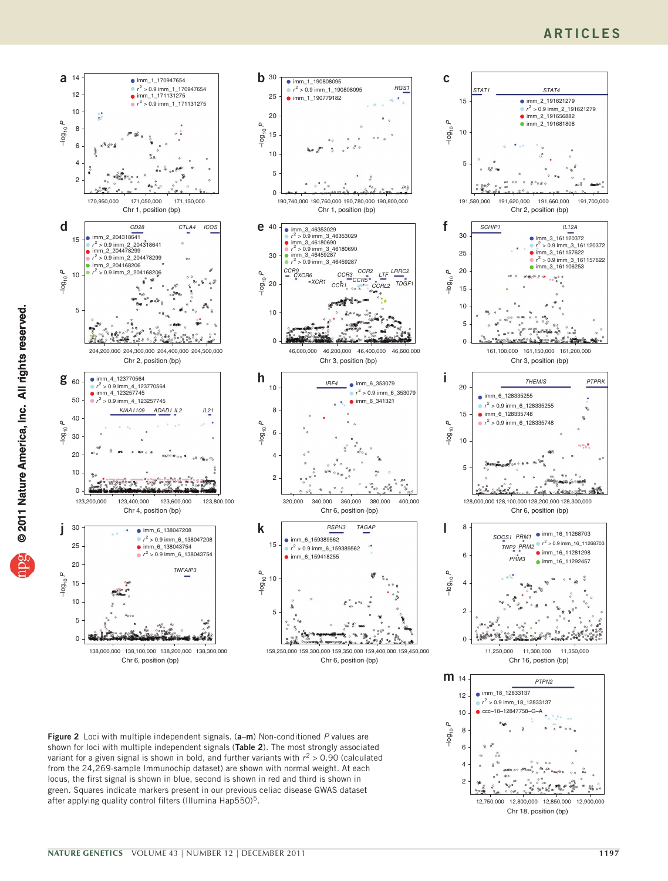Figure 2 Loci with multiple independent signals. (a–m) Non-conditioned *P* values are shown for loci with multiple independent signals (Table 2). The most strongly associated variant for a given signal is shown in bold, and further variants with $r^2$ > 0.90 (calculated from the 24,269-sample Immunochip dataset) are shown with normal weight. At each locus, the first signal is shown in blue, second is shown in red and third is shown in green. Squares indicate markers present in our previous celiac disease GWAS dataset after applying quality control filters (Illumina Hap550)[5].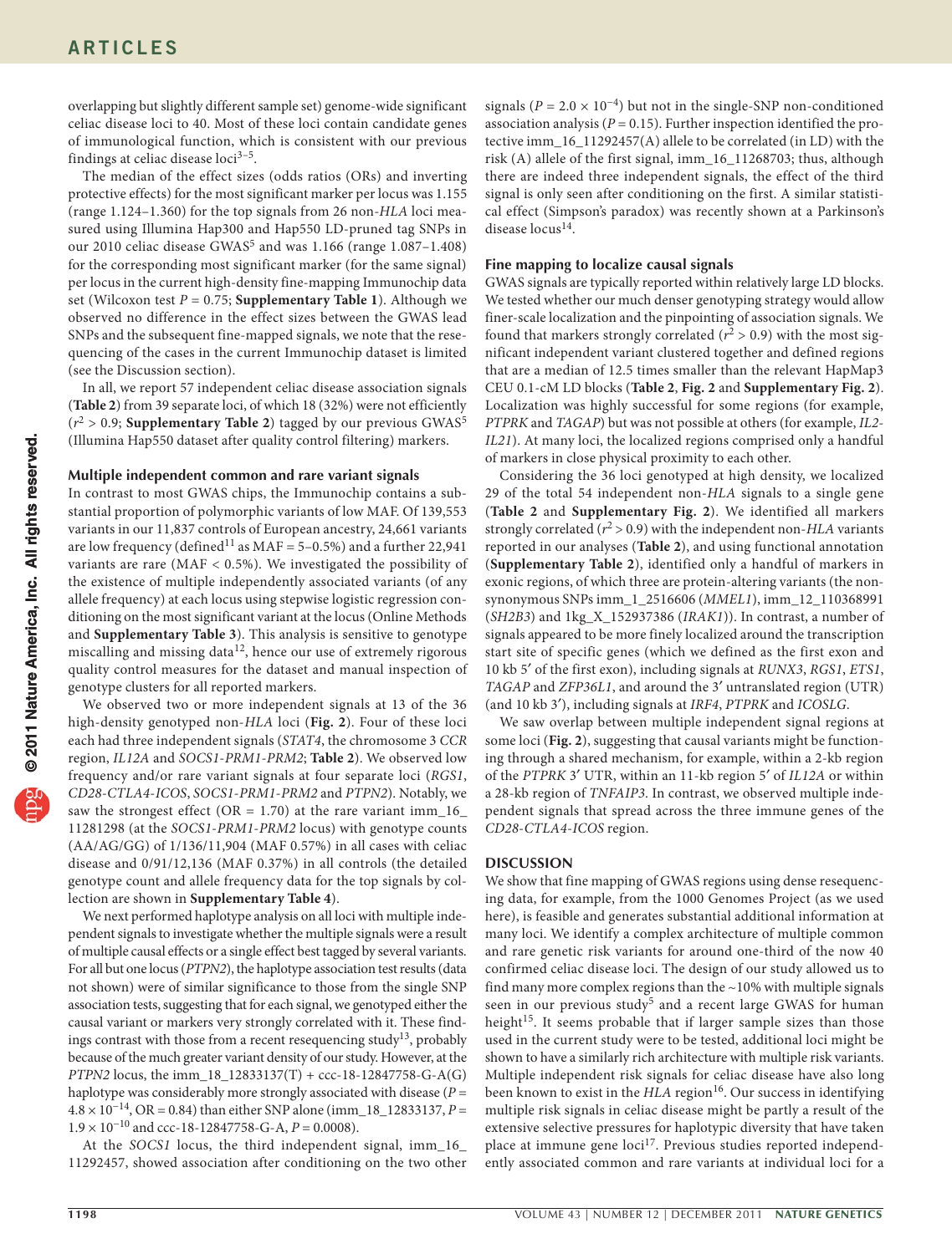overlapping but slightly different sample set) genome-wide significant celiac disease loci to 40. Most of these loci contain candidate genes of immunological function, which is consistent with our previous findings at celiac disease loci[3–5].

The median of the effect sizes (odds ratios (ORs) and inverting protective effects) for the most significant marker per locus was 1.155 (range 1.124–1.360) for the top signals from 26 non-*HLA* loci measured using Illumina Hap300 and Hap550 LD-pruned tag SNPs in our 2010 celiac disease GWAS[5] and was 1.166 (range 1.087–1.408) for the corresponding most significant marker (for the same signal) per locus in the current high-density fine-mapping Immunochip data set (Wilcoxon test $P = 0.75$; **Supplementary Table 1**). Although we observed no difference in the effect sizes between the GWAS lead SNPs and the subsequent fine-mapped signals, we note that the resequencing of the cases in the current Immunochip dataset is limited (see the Discussion section).

In all, we report 57 independent celiac disease association signals (**Table 2**) from 39 separate loci, of which 18 (32%) were not efficiently ($r^2 > 0.9$; **Supplementary Table 2**) tagged by our previous GWAS[5] (Illumina Hap550 dataset after quality control filtering) markers.

### Multiple independent common and rare variant signals

In contrast to most GWAS chips, the Immunochip contains a substantial proportion of polymorphic variants of low MAF. Of 139,553 variants in our 11,837 controls of European ancestry, 24,661 variants are low frequency (defined[11] as MAF = 5–0.5%) and a further 22,941 variants are rare (MAF < 0.5%). We investigated the possibility of the existence of multiple independently associated variants (of any allele frequency) at each locus using stepwise logistic regression conditioning on the most significant variant at the locus (Online Methods and **Supplementary Table 3**). This analysis is sensitive to genotype miscalling and missing data[12], hence our use of extremely rigorous quality control measures for the dataset and manual inspection of genotype clusters for all reported markers.

We observed two or more independent signals at 13 of the 36 high-density genotyped non-*HLA* loci (**Fig. 2**). Four of these loci each had three independent signals (*STAT4*, the chromosome 3 *CCR* region, *IL12A* and *SOCS1-PRM1-PRM2*; **Table 2**). We observed low frequency and/or rare variant signals at four separate loci (*RGS1*, *CD28-CTLA4-ICOS*, *SOCS1-PRM1-PRM2* and *PTPN2*). Notably, we saw the strongest effect (OR = 1.70) at the rare variant imm_16_11281298 (at the *SOCS1-PRM1-PRM2* locus) with genotype counts (AA/AG/GG) of 1/136/11,904 (MAF 0.57%) in all cases with celiac disease and 0/91/12,136 (MAF 0.37%) in all controls (the detailed genotype count and allele frequency data for the top signals by collection are shown in **Supplementary Table 4**).

We next performed haplotype analysis on all loci with multiple independent signals to investigate whether the multiple signals were a result of multiple causal effects or a single effect best tagged by several variants. For all but one locus (*PTPN2*), the haplotype association test results (data not shown) were of similar significance to those from the single SNP association tests, suggesting that for each signal, we genotyped either the causal variant or markers very strongly correlated with it. These findings contrast with those from a recent resequencing study[13], probably because of the much greater variant density of our study. However, at the *PTPN2* locus, the imm_18_12833137(T) + ccc-18-12847758-G-A(G) haplotype was considerably more strongly associated with disease ($P = 4.8 \times 10^{-14}$, OR = 0.84) than either SNP alone (imm_18_12833137, $P = 1.9 \times 10^{-10}$ and ccc-18-12847758-G-A, $P = 0.0008$).

At the *SOCS1* locus, the third independent signal, imm_16_11292457, showed association after conditioning on the two other signals ($P = 2.0 \times 10^{-4}$) but not in the single-SNP non-conditioned association analysis ($P = 0.15$). Further inspection identified the protective imm_16_11292457(A) allele to be correlated (in LD) with the risk (A) allele of the first signal, imm_16_11268703; thus, although there are indeed three independent signals, the effect of the third signal is only seen after conditioning on the first. A similar statistical effect (Simpson's paradox) was recently shown at a Parkinson's disease locus[14].

### Fine mapping to localize causal signals

GWAS signals are typically reported within relatively large LD blocks. We tested whether our much denser genotyping strategy would allow finer-scale localization and the pinpointing of association signals. We found that markers strongly correlated ($r^2 > 0.9$) with the most significant independent variant clustered together and defined regions that are a median of 12.5 times smaller than the relevant HapMap3 CEU 0.1-cM LD blocks (**Table 2**, **Fig. 2** and **Supplementary Fig. 2**). Localization was highly successful for some regions (for example, *PTPRK* and *TAGAP*) but was not possible at others (for example, *IL2-IL21*). At many loci, the localized regions comprised only a handful of markers in close physical proximity to each other.

Considering the 36 loci genotyped at high density, we localized 29 of the total 54 independent non-*HLA* signals to a single gene (**Table 2** and **Supplementary Fig. 2**). We identified all markers strongly correlated ($r^2 > 0.9$) with the independent non-*HLA* variants reported in our analyses (**Table 2**), and using functional annotation (**Supplementary Table 2**), identified only a handful of markers in exonic regions, of which three are protein-altering variants (the nonsynonymous SNPs imm_1_2516606 (*MMEL1*), imm_12_110368991 (*SH2B3*) and 1kg_X_152937386 (*IRAK1*)). In contrast, a number of signals appeared to be more finely localized around the transcription start site of specific genes (which we defined as the first exon and 10 kb 5′ of the first exon), including signals at *RUNX3*, *RGS1*, *ETS1*, *TAGAP* and *ZFP36L1*, and around the 3′ untranslated region (UTR) (and 10 kb 3′), including signals at *IRF4*, *PTPRK* and *ICOSLG*.

We saw overlap between multiple independent signal regions at some loci (**Fig. 2**), suggesting that causal variants might be functioning through a shared mechanism, for example, within a 2-kb region of the *PTPRK* 3′ UTR, within an 11-kb region 5′ of *IL12A* or within a 28-kb region of *TNFAIP3*. In contrast, we observed multiple independent signals that spread across the three immune genes of the *CD28-CTLA4-ICOS* region.

## DISCUSSION

We show that fine mapping of GWAS regions using dense resequencing data, for example, from the 1000 Genomes Project (as we used here), is feasible and generates substantial additional information at many loci. We identify a complex architecture of multiple common and rare genetic risk variants for around one-third of the now 40 confirmed celiac disease loci. The design of our study allowed us to find many more complex regions than the ~10% with multiple signals seen in our previous study[5] and a recent large GWAS for human height[15]. It seems probable that if larger sample sizes than those used in the current study were to be tested, additional loci might be shown to have a similarly rich architecture with multiple risk variants. Multiple independent risk signals for celiac disease have also long been known to exist in the *HLA* region[16]. Our success in identifying multiple risk signals in celiac disease might be partly a result of the extensive selective pressures for haplotypic diversity that have taken place at immune gene loci[17]. Previous studies reported independently associated common and rare variants at individual loci for a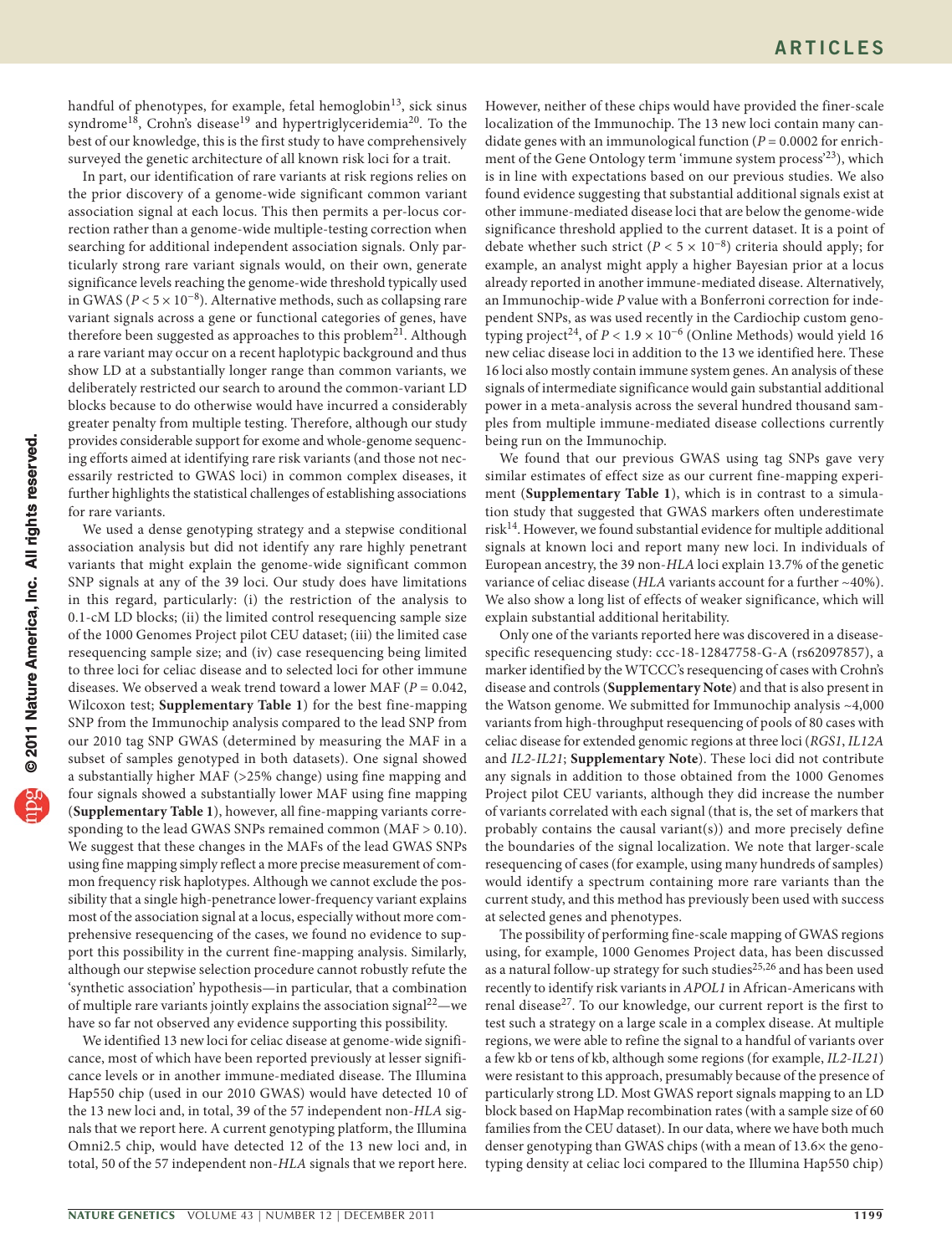handful of phenotypes, for example, fetal hemoglobin[13], sick sinus syndrome[18], Crohn's disease[19] and hypertriglyceridemia[20]. To the best of our knowledge, this is the first study to have comprehensively surveyed the genetic architecture of all known risk loci for a trait.

In part, our identification of rare variants at risk regions relies on the prior discovery of a genome-wide significant common variant association signal at each locus. This then permits a per-locus correction rather than a genome-wide multiple-testing correction when searching for additional independent association signals. Only particularly strong rare variant signals would, on their own, generate significance levels reaching the genome-wide threshold typically used in GWAS ($P < 5 \times 10^{-8}$). Alternative methods, such as collapsing rare variant signals across a gene or functional categories of genes, have therefore been suggested as approaches to this problem[21]. Although a rare variant may occur on a recent haplotypic background and thus show LD at a substantially longer range than common variants, we deliberately restricted our search to around the common-variant LD blocks because to do otherwise would have incurred a considerably greater penalty from multiple testing. Therefore, although our study provides considerable support for exome and whole-genome sequencing efforts aimed at identifying rare risk variants (and those not necessarily restricted to GWAS loci) in common complex diseases, it further highlights the statistical challenges of establishing associations for rare variants.

We used a dense genotyping strategy and a stepwise conditional association analysis but did not identify any rare highly penetrant variants that might explain the genome-wide significant common SNP signals at any of the 39 loci. Our study does have limitations in this regard, particularly: (i) the restriction of the analysis to 0.1-cM LD blocks; (ii) the limited control resequencing sample size of the 1000 Genomes Project pilot CEU dataset; (iii) the limited case resequencing sample size; and (iv) case resequencing being limited to three loci for celiac disease and to selected loci for other immune diseases. We observed a weak trend toward a lower MAF ($P = 0.042$, Wilcoxon test; **Supplementary Table 1**) for the best fine-mapping SNP from the Immunochip analysis compared to the lead SNP from our 2010 tag SNP GWAS (determined by measuring the MAF in a subset of samples genotyped in both datasets). One signal showed a substantially higher MAF (>25% change) using fine mapping and four signals showed a substantially lower MAF using fine mapping (**Supplementary Table 1**), however, all fine-mapping variants corresponding to the lead GWAS SNPs remained common (MAF > 0.10). We suggest that these changes in the MAFs of the lead GWAS SNPs using fine mapping simply reflect a more precise measurement of common frequency risk haplotypes. Although we cannot exclude the possibility that a single high-penetrance lower-frequency variant explains most of the association signal at a locus, especially without more comprehensive resequencing of the cases, we found no evidence to support this possibility in the current fine-mapping analysis. Similarly, although our stepwise selection procedure cannot robustly refute the 'synthetic association' hypothesis—in particular, that a combination of multiple rare variants jointly explains the association signal[22]—we have so far not observed any evidence supporting this possibility.

We identified 13 new loci for celiac disease at genome-wide significance, most of which have been reported previously at lesser significance levels or in another immune-mediated disease. The Illumina Hap550 chip (used in our 2010 GWAS) would have detected 10 of the 13 new loci and, in total, 39 of the 57 independent non-*HLA* signals that we report here. A current genotyping platform, the Illumina Omni2.5 chip, would have detected 12 of the 13 new loci and, in total, 50 of the 57 independent non-*HLA* signals that we report here. However, neither of these chips would have provided the finer-scale localization of the Immunochip. The 13 new loci contain many candidate genes with an immunological function ($P = 0.0002$ for enrichment of the Gene Ontology term 'immune system process'[23]), which is in line with expectations based on our previous studies. We also found evidence suggesting that substantial additional signals exist at other immune-mediated disease loci that are below the genome-wide significance threshold applied to the current dataset. It is a point of debate whether such strict ($P < 5 \times 10^{-8}$) criteria should apply; for example, an analyst might apply a higher Bayesian prior at a locus already reported in another immune-mediated disease. Alternatively, an Immunochip-wide $P$ value with a Bonferroni correction for independent SNPs, as was used recently in the Cardiochip custom genotyping project[24], of $P < 1.9 \times 10^{-6}$ (Online Methods) would yield 16 new celiac disease loci in addition to the 13 we identified here. These 16 loci also mostly contain immune system genes. An analysis of these signals of intermediate significance would gain substantial additional power in a meta-analysis across the several hundred thousand samples from multiple immune-mediated disease collections currently being run on the Immunochip.

We found that our previous GWAS using tag SNPs gave very similar estimates of effect size as our current fine-mapping experiment (**Supplementary Table 1**), which is in contrast to a simulation study that suggested that GWAS markers often underestimate risk[14]. However, we found substantial evidence for multiple additional signals at known loci and report many new loci. In individuals of European ancestry, the 39 non-*HLA* loci explain 13.7% of the genetic variance of celiac disease (*HLA* variants account for a further ~40%). We also show a long list of effects of weaker significance, which will explain substantial additional heritability.

Only one of the variants reported here was discovered in a disease-specific resequencing study: ccc-18-12847758-G-A (rs62097857), a marker identified by the WTCCC's resequencing of cases with Crohn's disease and controls (**Supplementary Note**) and that is also present in the Watson genome. We submitted for Immunochip analysis ~4,000 variants from high-throughput resequencing of pools of 80 cases with celiac disease for extended genomic regions at three loci (*RGS1*, *IL12A* and *IL2-IL21*; **Supplementary Note**). These loci did not contribute any signals in addition to those obtained from the 1000 Genomes Project pilot CEU variants, although they did increase the number of variants correlated with each signal (that is, the set of markers that probably contains the causal variant(s)) and more precisely define the boundaries of the signal localization. We note that larger-scale resequencing of cases (for example, using many hundreds of samples) would identify a spectrum containing more rare variants than the current study, and this method has previously been used with success at selected genes and phenotypes.

The possibility of performing fine-scale mapping of GWAS regions using, for example, 1000 Genomes Project data, has been discussed as a natural follow-up strategy for such studies[25,26] and has been used recently to identify risk variants in *APOL1* in African-Americans with renal disease[27]. To our knowledge, our current report is the first to test such a strategy on a large scale in a complex disease. At multiple regions, we were able to refine the signal to a handful of variants over a few kb or tens of kb, although some regions (for example, *IL2-IL21*) were resistant to this approach, presumably because of the presence of particularly strong LD. Most GWAS report signals mapping to an LD block based on HapMap recombination rates (with a sample size of 60 families from the CEU dataset). In our data, where we have both much denser genotyping than GWAS chips (with a mean of 13.6× the genotyping density at celiac loci compared to the Illumina Hap550 chip)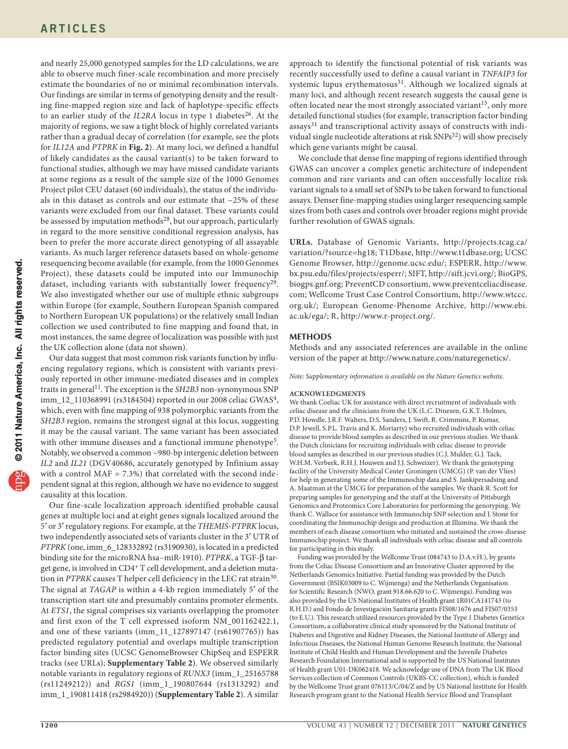and nearly 25,000 genotyped samples for the LD calculations, we are able to observe much finer-scale recombination and more precisely estimate the boundaries of no or minimal recombination intervals. Our findings are similar in terms of genotyping density and the resulting fine-mapped region size and lack of haplotype-specific effects to an earlier study of the *IL2RA* locus in type 1 diabetes[26]. At the majority of regions, we saw a tight block of highly correlated variants rather than a gradual decay of correlation (for example, see the plots for *IL12A* and *PTPRK* in **Fig. 2**). At many loci, we defined a handful of likely candidates as the causal variant(s) to be taken forward to functional studies, although we may have missed candidate variants at some regions as a result of the sample size of the 1000 Genomes Project pilot CEU dataset (60 individuals), the status of the individuals in this dataset as controls and our estimate that ~25% of these variants were excluded from our final dataset. These variants could be assessed by imputation methods[28], but our approach, particularly in regard to the more sensitive conditional regression analysis, has been to prefer the more accurate direct genotyping of all assayable variants. As much larger reference datasets based on whole-genome resequencing become available (for example, from the 1000 Genomes Project), these datasets could be imputed into our Immunochip dataset, including variants with substantially lower frequency[29]. We also investigated whether our use of multiple ethnic subgroups within Europe (for example, Southern European Spanish compared to Northern European UK populations) or the relatively small Indian collection we used contributed to fine mapping and found that, in most instances, the same degree of localization was possible with just the UK collection alone (data not shown).

Our data suggest that most common risk variants function by influencing regulatory regions, which is consistent with variants previously reported in other immune-mediated diseases and in complex traits in general[11]. The exception is the *SH2B3* non-synonymous SNP imm_12_110368991 (rs3184504) reported in our 2008 celiac GWAS[4], which, even with fine mapping of 938 polymorphic variants from the *SH2B3* region, remains the strongest signal at this locus, suggesting it may be the causal variant. The same variant has been associated with other immune diseases and a functional immune phenotype[5]. Notably, we observed a common ~980-bp intergenic deletion between *IL2* and *IL21* (DGV40686, accurately genotyped by Infinium assay with a control MAF = 7.3%) that correlated with the second independent signal at this region, although we have no evidence to suggest causality at this location.

Our fine-scale localization approach identified probable causal genes at multiple loci and at eight genes signals localized around the 5′ or 3′ regulatory regions. For example, at the *THEMIS-PTPRK* locus, two independently associated sets of variants cluster in the 3′ UTR of *PTPRK* (one, imm_6_128332892 (rs3190930), is located in a predicted binding site for the microRNA hsa–miR-1910). *PTPRK*, a TGF-β target gene, is involved in CD4+ T cell development, and a deletion mutation in *PTPRK* causes T helper cell deficiency in the LEC rat strain[30]. The signal at *TAGAP* is within a 4-kb region immediately 5′ of the transcription start site and presumably contains promoter elements. At *ETS1*, the signal comprises six variants overlapping the promoter and first exon of the T cell expressed isoform NM_001162422.1, and one of these variants (imm_11_127897147 (rs61907765)) has predicted regulatory potential and overlaps multiple transcription factor binding sites (UCSC GenomeBrowser ChipSeq and ESPERR tracks (see URLs); **Supplementary Table 2**). We observed similarly notable variants in regulatory regions of *RUNX3* (imm_1_25165788 (rs11249212)) and *RGS1* (imm_1_190807644 (rs1313292) and imm_1_190811418 (rs2984920)) (**Supplementary Table 2**). A similar approach to identify the functional potential of risk variants was recently successfully used to define a causal variant in *TNFAIP3* for systemic lupus erythematosus[31]. Although we localized signals at many loci, and although recent research suggests the causal gene is often located near the most strongly associated variant[15], only more detailed functional studies (for example, transcription factor binding assays[31] and transcriptional activity assays of constructs with individual single nucleotide alterations at risk SNPs[32]) will show precisely which gene variants might be causal.

We conclude that dense fine mapping of regions identified through GWAS can uncover a complex genetic architecture of independent common and rare variants and can often successfully localize risk variant signals to a small set of SNPs to be taken forward to functional assays. Denser fine-mapping studies using larger resequencing sample sizes from both cases and controls over broader regions might provide further resolution of GWAS signals.

**URLs.** Database of Genomic Variants, http://projects.tcag.ca/variation/?source=hg18; T1Dbase, http://www.t1dbase.org; UCSC Genome Browser, http://genome.ucsc.edu/; ESPERR, http://www.bx.psu.edu/files/projects/esperr/; SIFT, http://sift.jcvi.org/; BioGPS, biogps.gnf.org; PreventCD consortium, www.preventceliacdisease.com; Wellcome Trust Case Control Consortium, http://www.wtccc.org.uk/; European Genome-Phenome Archive, http://www.ebi.ac.uk/ega/; R, http://www.r-project.org/.

## METHODS

Methods and any associated references are available in the online version of the paper at http://www.nature.com/naturegenetics/.

*Note: Supplementary information is available on the Nature Genetics website.*

### ACKNOWLEDGMENTS

We thank Coeliac UK for assistance with direct recruitment of individuals with celiac disease and the clinicians from the UK (L.C. Dinesen, G.K.T. Holmes, P.D. Howdle, J.R.F. Walters, D.S. Sanders, J. Swift, R. Crimmins, P. Kumar, D.P. Jewell, S.P.L. Travis and K. Moriarty) who recruited individuals with celiac disease to provide blood samples as described in our previous studies. We thank the Dutch clinicians for recruiting individuals with celiac disease to provide blood samples as described in our previous studies (C.J. Mulder, G.J. Tack, W.H.M. Verbeek, R.H.J. Houwen and J.J. Schweizer). We thank the genotyping facility of the University Medical Center Groningen (UMCG) (P. van der Vlies) for help in generating some of the Immunochip data and S. Jankipersadsing and A. Maatman at the UMCG for preparation of the samples. We thank R. Scott for preparing samples for genotyping and the staff at the University of Pittsburgh Genomics and Proteomics Core Laboratories for performing the genotyping. We thank C. Wallace for assistance with Immunochip SNP selection and J. Stone for coordinating the Immunochip design and production at Illumina. We thank the members of each disease consortium who initiated and sustained the cross-disease Immunochip project. We thank all individuals with celiac disease and all controls for participating in this study.

Funding was provided by the Wellcome Trust (084743 to D.A.v.H.), by grants from the Celiac Disease Consortium and an Innovative Cluster approved by the Netherlands Genomics Initiative. Partial funding was provided by the Dutch Government (BSIK03009 to C. Wijmenga) and the Netherlands Organisation for Scientific Research (NWO, grant 918.66.620 to C. Wijmenga). Funding was also provided by the US National Institutes of Health grant 1R01CA141743 (to R.H.D.) and Fondo de Investigación Sanitaria grants FIS08/1676 and FIS07/0353 (to E.U.). This research utilized resources provided by the Type 1 Diabetes Genetics Consortium, a collaborative clinical study sponsored by the National Institute of Diabetes and Digestive and Kidney Diseases, the National Institute of Allergy and Infectious Diseases, the National Human Genome Research Institute, the National Institute of Child Health and Human Development and the Juvenile Diabetes Research Foundation International and is supported by the US National Institutes of Health grant U01-DK062418. We acknowledge use of DNA from The UK Blood Services collection of Common Controls (UKBS-CC collection), which is funded by the Wellcome Trust grant 076113/C/04/Z and by US National Institute for Health Research program grant to the National Health Service Blood and Transplant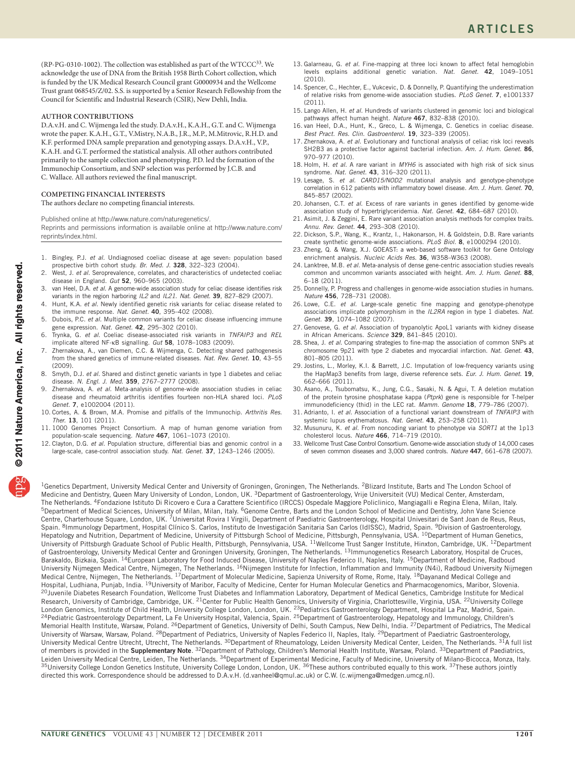(RP-PG-0310-1002). The collection was established as part of the WTCCC[33]. We acknowledge the use of DNA from the British 1958 Birth Cohort collection, which is funded by the UK Medical Research Council grant G0000934 and the Wellcome Trust grant 068545/Z/02. S.S. is supported by a Senior Research Fellowship from the Council for Scientific and Industrial Research (CSIR), New Dehli, India.

## AUTHOR CONTRIBUTIONS

D.A.v.H. and C. Wijmenga led the study. D.A.v.H., K.A.H., G.T. and C. Wijmenga wrote the paper. K.A.H., G.T., V.Mistry, N.A.B., J.R., M.P., M.Mitrovic, R.H.D. and K.F. performed DNA sample preparation and genotyping assays. D.A.v.H., V.P., K.A.H. and G.T. performed the statistical analysis. All other authors contributed primarily to the sample collection and phenotyping. P.D. led the formation of the Immunochip Consortium, and SNP selection was performed by J.C.B. and C. Wallace. All authors reviewed the final manuscript.

## COMPETING FINANCIAL INTERESTS

The authors declare no competing financial interests.

Published online at http://www.nature.com/naturegenetics/.
Reprints and permissions information is available online at http://www.nature.com/reprints/index.html.

1. Bingley, P.J. *et al.* Undiagnosed coeliac disease at age seven: population based prospective birth cohort study. *Br. Med. J.* **328**, 322–323 (2004).
2. West, J. *et al.* Seroprevalence, correlates, and characteristics of undetected coeliac disease in England. *Gut* **52**, 960–965 (2003).
3. van Heel, D.A. *et al.* A genome-wide association study for celiac disease identifies risk variants in the region harboring *IL2* and *IL21*. *Nat. Genet.* **39**, 827–829 (2007).
4. Hunt, K.A. *et al.* Newly identified genetic risk variants for celiac disease related to the immune response. *Nat. Genet.* **40**, 395–402 (2008).
5. Dubois, P.C. *et al.* Multiple common variants for celiac disease influencing immune gene expression. *Nat. Genet.* **42**, 295–302 (2010).
6. Trynka, G. *et al.* Coeliac disease-associated risk variants in *TNFAIP3* and *REL* implicate altered NF-κB signalling. *Gut* **58**, 1078–1083 (2009).
7. Zhernakova, A., van Diemen, C.C. & Wijmenga, C. Detecting shared pathogenesis from the shared genetics of immune-related diseases. *Nat. Rev. Genet.* **10**, 43–55 (2009).
8. Smyth, D.J. *et al.* Shared and distinct genetic variants in type 1 diabetes and celiac disease. *N. Engl. J. Med.* **359**, 2767–2777 (2008).
9. Zhernakova, A. *et al.* Meta-analysis of genome-wide association studies in celiac disease and rheumatoid arthritis identifies fourteen non-HLA shared loci. *PLoS Genet.* **7**, e1002004 (2011).
10. Cortes, A. & Brown, M.A. Promise and pitfalls of the Immunochip. *Arthritis Res. Ther.* **13**, 101 (2011).
11. 1000 Genomes Project Consortium. A map of human genome variation from population-scale sequencing. *Nature* **467**, 1061–1073 (2010).
12. Clayton, D.G. *et al.* Population structure, differential bias and genomic control in a large-scale, case-control association study. *Nat. Genet.* **37**, 1243–1246 (2005).
13. Galarneau, G. *et al.* Fine-mapping at three loci known to affect fetal hemoglobin levels explains additional genetic variation. *Nat. Genet.* **42**, 1049–1051 (2010).
14. Spencer, C., Hechter, E., Vukcevic, D. & Donnelly, P. Quantifying the underestimation of relative risks from genome-wide association studies. *PLoS Genet.* **7**, e1001337 (2011).
15. Lango Allen, H. *et al.* Hundreds of variants clustered in genomic loci and biological pathways affect human height. *Nature* **467**, 832–838 (2010).
16. van Heel, D.A., Hunt, K., Greco, L. & Wijmenga, C. Genetics in coeliac disease. *Best Pract. Res. Clin. Gastroenterol.* **19**, 323–339 (2005).
17. Zhernakova, A. *et al.* Evolutionary and functional analysis of celiac risk loci reveals SH2B3 as a protective factor against bacterial infection. *Am. J. Hum. Genet.* **86**, 970–977 (2010).
18. Holm, H. *et al.* A rare variant in *MYH6* is associated with high risk of sick sinus syndrome. *Nat. Genet.* **43**, 316–320 (2011).
19. Lesage, S. *et al.* *CARD15/NOD2* mutational analysis and genotype-phenotype correlation in 612 patients with inflammatory bowel disease. *Am. J. Hum. Genet.* **70**, 845–857 (2002).
20. Johansen, C.T. *et al.* Excess of rare variants in genes identified by genome-wide association study of hypertriglyceridemia. *Nat. Genet.* **42**, 684–687 (2010).
21. Asimit, J. & Zeggini, E. Rare variant association analysis methods for complex traits. *Annu. Rev. Genet.* **44**, 293–308 (2010).
22. Dickson, S.P., Wang, K., Krantz, I., Hakonarson, H. & Goldstein, D.B. Rare variants create synthetic genome-wide associations. *PLoS Biol.* **8**, e1000294 (2010).
23. Zheng, Q. & Wang, X.J. GOEAST: a web-based software toolkit for Gene Ontology enrichment analysis. *Nucleic Acids Res.* **36**, W358–W363 (2008).
24. Lanktree, M.B. *et al.* Meta-analysis of dense gene-centric association studies reveals common and uncommon variants associated with height. *Am. J. Hum. Genet.* **88**, 6–18 (2011).
25. Donnelly, P. Progress and challenges in genome-wide association studies in humans. *Nature* **456**, 728–731 (2008).
26. Lowe, C.E. *et al.* Large-scale genetic fine mapping and genotype-phenotype associations implicate polymorphism in the *IL2RA* region in type 1 diabetes. *Nat. Genet.* **39**, 1074–1082 (2007).
27. Genovese, G. *et al.* Association of trypanolytic ApoL1 variants with kidney disease in African Americans. *Science* **329**, 841–845 (2010).
28. Shea, J. *et al.* Comparing strategies to fine-map the association of common SNPs at chromosome 9p21 with type 2 diabetes and myocardial infarction. *Nat. Genet.* **43**, 801–805 (2011).
29. Jostins, L., Morley, K.I. & Barrett, J.C. Imputation of low-frequency variants using the HapMap3 benefits from large, diverse reference sets. *Eur. J. Hum. Genet.* **19**, 662–666 (2011).
30. Asano, A., Tsubomatsu, K., Jung, C.G., Sasaki, N. & Agui, T. A deletion mutation of the protein tyrosine phosphatase kappa (*Ptprk*) gene is responsible for T-helper immunodeficiency (thid) in the LEC rat. *Mamm. Genome* **18**, 779–786 (2007).
31. Adrianto, I. *et al.* Association of a functional variant downstream of *TNFAIP3* with systemic lupus erythematosus. *Nat. Genet.* **43**, 253–258 (2011).
32. Musunuru, K. *et al.* From noncoding variant to phenotype via *SORT1* at the 1p13 cholesterol locus. *Nature* **466**, 714–719 (2010).
33. Wellcome Trust Case Control Consortium. Genome-wide association study of 14,000 cases of seven common diseases and 3,000 shared controls. *Nature* **447**, 661–678 (2007).

[1]Genetics Department, University Medical Center and University of Groningen, Groningen, The Netherlands. [2]Blizard Institute, Barts and The London School of Medicine and Dentistry, Queen Mary University of London, London, UK. [3]Department of Gastroenterology, Vrije Universiteit (VU) Medical Center, Amsterdam, The Netherlands. [4]Fondazione Istituto Di Ricovero e Cura a Carattere Scientifico (IRCCS) Ospedale Maggiore Policlinico, Mangiagalli e Regina Elena, Milan, Italy. [5]Department of Medical Sciences, University of Milan, Milan, Italy. [6]Genome Centre, Barts and the London School of Medicine and Dentistry, John Vane Science Centre, Charterhouse Square, London, UK. [7]Universitat Rovira I Virgili, Department of Paediatric Gastroenterology, Hospital Univesitari de Sant Joan de Reus, Reus, Spain. [8]Immunology Department, Hospital Clínico S. Carlos, Instituto de Investigación Sanitaria San Carlos (IdISSC), Madrid, Spain. [9]Division of Gastroenterology, Hepatology and Nutrition, Department of Medicine, University of Pittsburgh School of Medicine, Pittsburgh, Pennsylvania, USA. [10]Department of Human Genetics, University of Pittsburgh Graduate School of Public Health, Pittsburgh, Pennsylvania, USA. [11]Wellcome Trust Sanger Institute, Hinxton, Cambridge, UK. [12]Department of Gastroenterology, University Medical Center and Groningen University, Groningen, The Netherlands. [13]Immunogenetics Research Laboratory, Hospital de Cruces, Barakaldo, Bizkaia, Spain. [14]European Laboratory for Food Induced Disease, University of Naples Federico II, Naples, Italy. [15]Department of Medicine, Radboud University Nijmegen Medical Centre, Nijmegen, The Netherlands. [16]Nijmegen Institute for Infection, Inflammation and Immunity (N4i), Radboud University Nijmegen Medical Centre, Nijmegen, The Netherlands. [17]Department of Molecular Medicine, Sapienza University of Rome, Rome, Italy. [18]Dayanand Medical College and Hospital, Ludhiana, Punjab, India. [19]University of Maribor, Faculty of Medicine, Center for Human Molecular Genetics and Pharmacogenomics, Maribor, Slovenia. [20]Juvenile Diabetes Research Foundation, Wellcome Trust Diabetes and Inflammation Laboratory, Department of Medical Genetics, Cambridge Institute for Medical Research, University of Cambridge, Cambridge, UK. [21]Center for Public Health Genomics, University of Virginia, Charlottesville, Virginia, USA. [22]University College London Genomics, Institute of Child Health, University College London, London, UK. [23]Pediatrics Gastroenterology Department, Hospital La Paz, Madrid, Spain. [24]Pediatric Gastroenterology Department, La Fe University Hospital, Valencia, Spain. [25]Department of Gastroenterology, Hepatology and Immunology, Children's Memorial Health Institute, Warsaw, Poland. [26]Department of Genetics, University of Delhi, South Campus, New Delhi, India. [27]Department of Pediatrics, The Medical University of Warsaw, Warsaw, Poland. [28]Department of Pediatrics, University of Naples Federico II, Naples, Italy. [29]Department of Paediatric Gastroenterology, University Medical Centre Utrecht, Utrecht, The Netherlands. [30]Department of Rheumatology, Leiden University Medical Center, Leiden, The Netherlands. [31]A full list of members is provided in the **Supplementary Note**. [32]Department of Pathology, Children's Memorial Health Institute, Warsaw, Poland. [33]Department of Paediatrics, Leiden University Medical Centre, Leiden, The Netherlands. [34]Department of Experimental Medicine, Faculty of Medicine, University of Milano-Bicocca, Monza, Italy. [35]University College London Genetics Institute, University College London, London, UK. [36]These authors contributed equally to this work. [37]These authors jointly directed this work. Correspondence should be addressed to D.A.v.H. (d.vanheel@qmul.ac.uk) or C.W. (c.wijmenga@medgen.umcg.nl).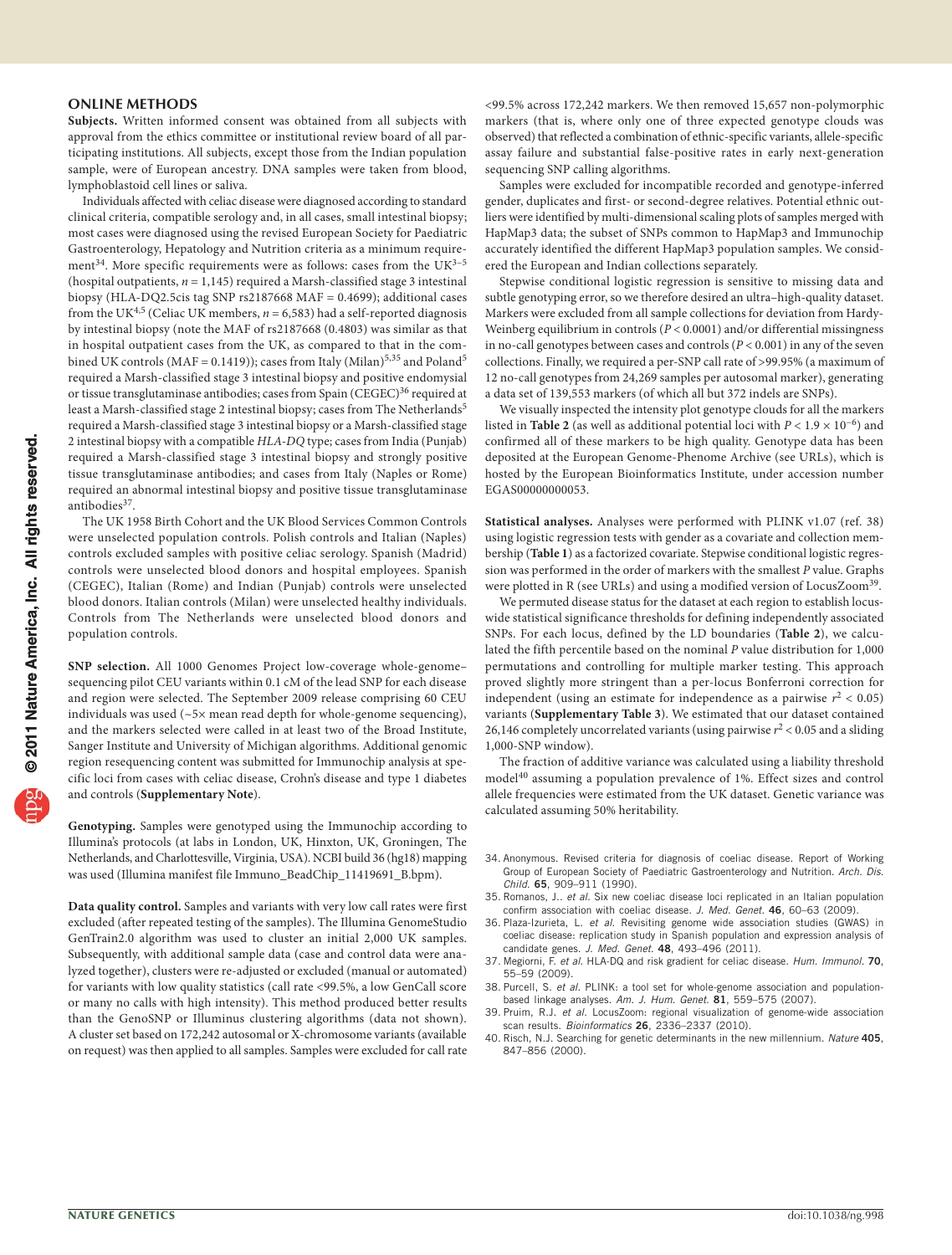## ONLINE METHODS

**Subjects.** Written informed consent was obtained from all subjects with approval from the ethics committee or institutional review board of all participating institutions. All subjects, except those from the Indian population sample, were of European ancestry. DNA samples were taken from blood, lymphoblastoid cell lines or saliva.

Individuals affected with celiac disease were diagnosed according to standard clinical criteria, compatible serology and, in all cases, small intestinal biopsy; most cases were diagnosed using the revised European Society for Paediatric Gastroenterology, Hepatology and Nutrition criteria as a minimum requirement[34]. More specific requirements were as follows: cases from the UK[3–5] (hospital outpatients, $n = 1,145$) required a Marsh-classified stage 3 intestinal biopsy (HLA-DQ2.5cis tag SNP rs2187668 MAF = 0.4699); additional cases from the UK[4,5] (Celiac UK members, $n = 6,583$) had a self-reported diagnosis by intestinal biopsy (note the MAF of rs2187668 (0.4803) was similar as that in hospital outpatient cases from the UK, as compared to that in the combined UK controls (MAF = 0.1419)); cases from Italy (Milan)[5,35] and Poland[5] required a Marsh-classified stage 3 intestinal biopsy and positive endomysial or tissue transglutaminase antibodies; cases from Spain (CEGEC)[36] required at least a Marsh-classified stage 2 intestinal biopsy; cases from The Netherlands[5] required a Marsh-classified stage 3 intestinal biopsy or a Marsh-classified stage 2 intestinal biopsy with a compatible *HLA-DQ* type; cases from India (Punjab) required a Marsh-classified stage 3 intestinal biopsy and strongly positive tissue transglutaminase antibodies; and cases from Italy (Naples or Rome) required an abnormal intestinal biopsy and positive tissue transglutaminase antibodies[37].

The UK 1958 Birth Cohort and the UK Blood Services Common Controls were unselected population controls. Polish controls and Italian (Naples) controls excluded samples with positive celiac serology. Spanish (Madrid) controls were unselected blood donors and hospital employees. Spanish (CEGEC), Italian (Rome) and Indian (Punjab) controls were unselected blood donors. Italian controls (Milan) were unselected healthy individuals. Controls from The Netherlands were unselected blood donors and population controls.

**SNP selection.** All 1000 Genomes Project low-coverage whole-genome–sequencing pilot CEU variants within 0.1 cM of the lead SNP for each disease and region were selected. The September 2009 release comprising 60 CEU individuals was used (~5× mean read depth for whole-genome sequencing), and the markers selected were called in at least two of the Broad Institute, Sanger Institute and University of Michigan algorithms. Additional genomic region resequencing content was submitted for Immunochip analysis at specific loci from cases with celiac disease, Crohn's disease and type 1 diabetes and controls (**Supplementary Note**).

**Genotyping.** Samples were genotyped using the Immunochip according to Illumina's protocols (at labs in London, UK, Hinxton, UK, Groningen, The Netherlands, and Charlottesville, Virginia, USA). NCBI build 36 (hg18) mapping was used (Illumina manifest file Immuno_BeadChip_11419691_B.bpm).

**Data quality control.** Samples and variants with very low call rates were first excluded (after repeated testing of the samples). The Illumina GenomeStudio GenTrain2.0 algorithm was used to cluster an initial 2,000 UK samples. Subsequently, with additional sample data (case and control data were analyzed together), clusters were re-adjusted or excluded (manual or automated) for variants with low quality statistics (call rate <99.5%, a low GenCall score or many no calls with high intensity). This method produced better results than the GenoSNP or Illuminus clustering algorithms (data not shown). A cluster set based on 172,242 autosomal or X-chromosome variants (available on request) was then applied to all samples. Samples were excluded for call rate <99.5% across 172,242 markers. We then removed 15,657 non-polymorphic markers (that is, where only one of three expected genotype clouds was observed) that reflected a combination of ethnic-specific variants, allele-specific assay failure and substantial false-positive rates in early next-generation sequencing SNP calling algorithms.

Samples were excluded for incompatible recorded and genotype-inferred gender, duplicates and first- or second-degree relatives. Potential ethnic outliers were identified by multi-dimensional scaling plots of samples merged with HapMap3 data; the subset of SNPs common to HapMap3 and Immunochip accurately identified the different HapMap3 population samples. We considered the European and Indian collections separately.

Stepwise conditional logistic regression is sensitive to missing data and subtle genotyping error, so we therefore desired an ultra–high-quality dataset. Markers were excluded from all sample collections for deviation from Hardy-Weinberg equilibrium in controls ($P < 0.0001$) and/or differential missingness in no-call genotypes between cases and controls ($P < 0.001$) in any of the seven collections. Finally, we required a per-SNP call rate of >99.95% (a maximum of 12 no-call genotypes from 24,269 samples per autosomal marker), generating a data set of 139,553 markers (of which all but 372 indels are SNPs).

We visually inspected the intensity plot genotype clouds for all the markers listed in **Table 2** (as well as additional potential loci with $P < 1.9 \times 10^{-6}$) and confirmed all of these markers to be high quality. Genotype data has been deposited at the European Genome-Phenome Archive (see URLs), which is hosted by the European Bioinformatics Institute, under accession number EGAS00000000053.

**Statistical analyses.** Analyses were performed with PLINK v1.07 (ref. 38) using logistic regression tests with gender as a covariate and collection membership (**Table 1**) as a factorized covariate. Stepwise conditional logistic regression was performed in the order of markers with the smallest *P* value. Graphs were plotted in R (see URLs) and using a modified version of LocusZoom[39].

We permuted disease status for the dataset at each region to establish locus-wide statistical significance thresholds for defining independently associated SNPs. For each locus, defined by the LD boundaries (**Table 2**), we calculated the fifth percentile based on the nominal *P* value distribution for 1,000 permutations and controlling for multiple marker testing. This approach proved slightly more stringent than a per-locus Bonferroni correction for independent (using an estimate for independence as a pairwise $r^2 < 0.05$) variants (**Supplementary Table 3**). We estimated that our dataset contained 26,146 completely uncorrelated variants (using pairwise $r^2 < 0.05$ and a sliding 1,000-SNP window).

The fraction of additive variance was calculated using a liability threshold model[40] assuming a population prevalence of 1%. Effect sizes and control allele frequencies were estimated from the UK dataset. Genetic variance was calculated assuming 50% heritability.

34. Anonymous. Revised criteria for diagnosis of coeliac disease. Report of Working Group of European Society of Paediatric Gastroenterology and Nutrition. *Arch. Dis. Child.* **65**, 909–911 (1990).
35. Romanos, J.. *et al.* Six new coeliac disease loci replicated in an Italian population confirm association with coeliac disease. *J. Med. Genet.* **46**, 60–63 (2009).
36. Plaza-Izurieta, L. *et al.* Revisiting genome wide association studies (GWAS) in coeliac disease: replication study in Spanish population and expression analysis of candidate genes. *J. Med. Genet.* **48**, 493–496 (2011).
37. Megiorni, F. *et al.* HLA-DQ and risk gradient for celiac disease. *Hum. Immunol.* **70**, 55–59 (2009).
38. Purcell, S. *et al.* PLINK: a tool set for whole-genome association and population-based linkage analyses. *Am. J. Hum. Genet.* **81**, 559–575 (2007).
39. Pruim, R.J. *et al.* LocusZoom: regional visualization of genome-wide association scan results. *Bioinformatics* **26**, 2336–2337 (2010).
40. Risch, N.J. Searching for genetic determinants in the new millennium. *Nature* **405**, 847–856 (2000).